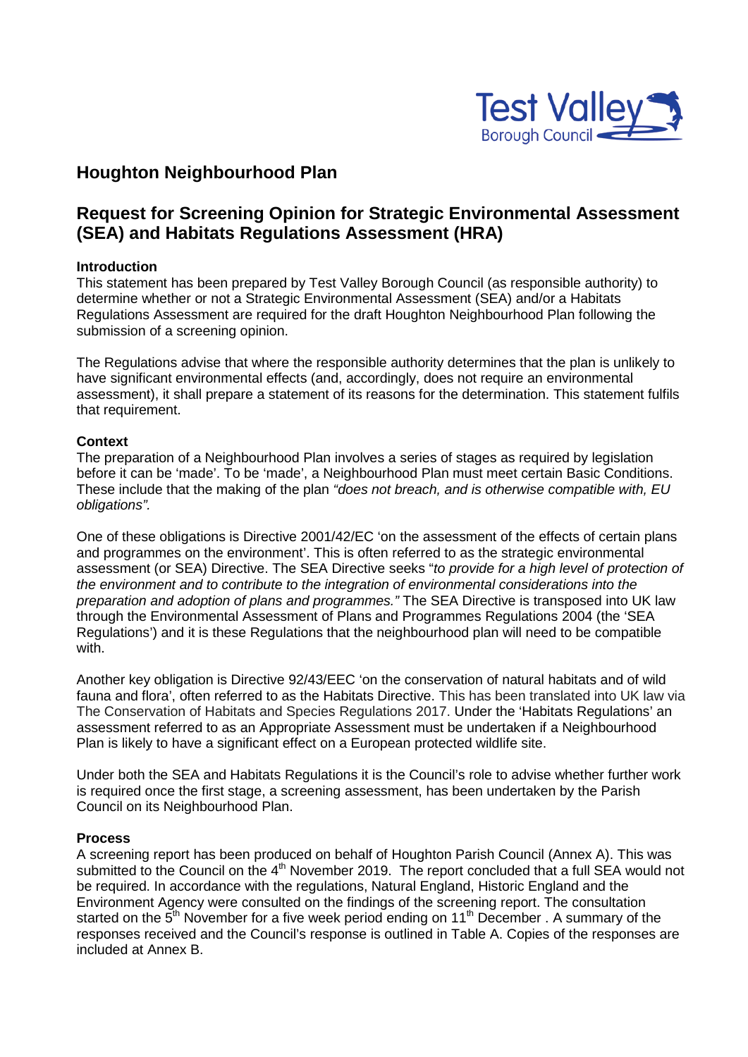Test Valley Borough Council

# Houghton Neighbourhood Plan

## Request for Screening Opinion for Strategic Environmental Assessment (SEA) and Habitats Regulations Assessment (HRA)

### Introduction

This statement has been prepared by Test Valley Borough Council (as responsible authority) to determine whether or not a Strategic Environmental Assessment (SEA) and/or a Habitats Regulations Assessment are required for the draft Houghton Neighbourhood Plan following the submission of a screening opinion.

The Regulations advise that where the responsible authority determines that the plan is unlikely to have significant environmental effects (and, accordingly, does not require an environmental assessment), it shall prepare a statement of its reasons for the determination. This statement fulfils that requirement.

### Context

The preparation of a Neighbourhood Plan involves a series of stages as required by legislation before it can be 'made'. To be 'made', a Neighbourhood Plan must meet certain Basic Conditions. These include that the making of the plan *"does not breach, and is otherwise compatible with, EU obligations".*

One of these obligations is Directive 2001/42/EC 'on the assessment of the effects of certain plans and programmes on the environment'. This is often referred to as the strategic environmental assessment (or SEA) Directive. The SEA Directive seeks "*to provide for a high level of protection of the environment and to contribute to the integration of environmental considerations into the preparation and adoption of plans and programmes."* The SEA Directive is transposed into UK law through the Environmental Assessment of Plans and Programmes Regulations 2004 (the 'SEA Regulations') and it is these Regulations that the neighbourhood plan will need to be compatible with.

Another key obligation is Directive 92/43/EEC 'on the conservation of natural habitats and of wild fauna and flora', often referred to as the Habitats Directive. This has been translated into UK law via The Conservation of Habitats and Species Regulations 2017. Under the 'Habitats Regulations' an assessment referred to as an Appropriate Assessment must be undertaken if a Neighbourhood Plan is likely to have a significant effect on a European protected wildlife site.

Under both the SEA and Habitats Regulations it is the Council's role to advise whether further work is required once the first stage, a screening assessment, has been undertaken by the Parish Council on its Neighbourhood Plan.

### Process

A screening report has been produced on behalf of Houghton Parish Council (Annex A). This was submitted to the Council on the 4th November 2019. The report concluded that a full SEA would not be required. In accordance with the regulations, Natural England, Historic England and the Environment Agency were consulted on the findings of the screening report. The consultation started on the 5th November for a five week period ending on 11th December . A summary of the responses received and the Council's response is outlined in Table A. Copies of the responses are included at Annex B.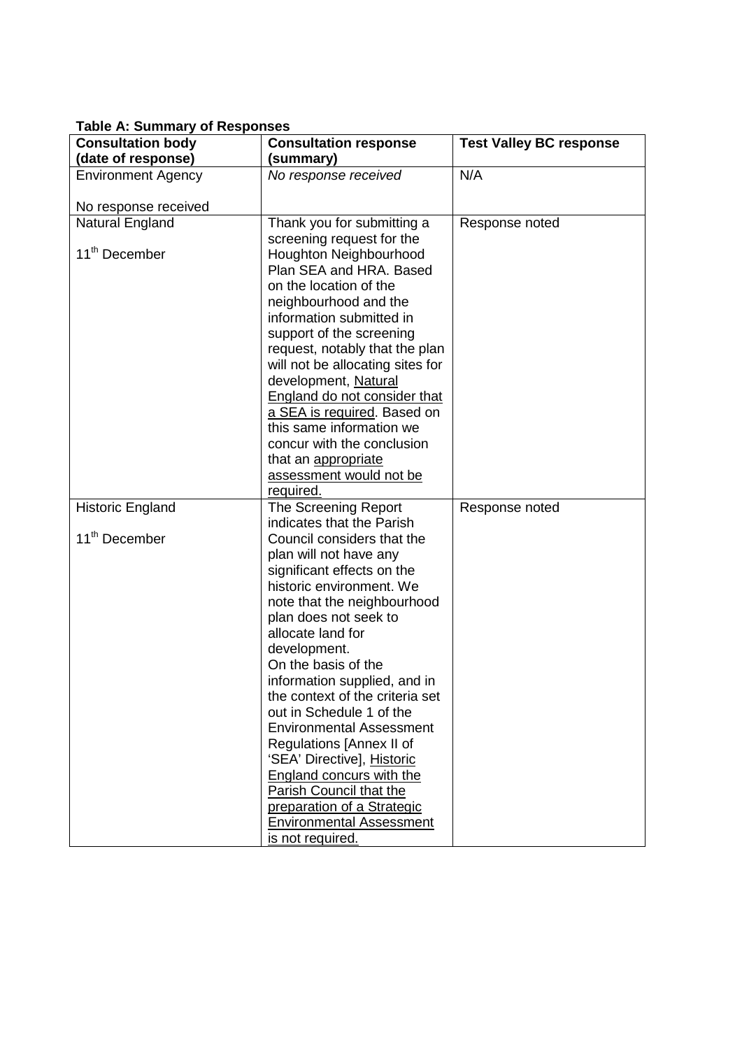**Table A: Summary of Responses**

| Consultation body (date of response) | Consultation response (summary) | Test Valley BC response |
|---|---|---|
| Environment Agency<br><br>No response received | *No response received* | N/A |
| Natural England<br><br>11th December | Thank you for submitting a screening request for the Houghton Neighbourhood Plan SEA and HRA. Based on the location of the neighbourhood and the information submitted in support of the screening request, notably that the plan will not be allocating sites for development, <u>Natural England do not consider that a SEA is required</u>. Based on this same information we concur with the conclusion that an <u>appropriate assessment would not be required.</u> | Response noted |
| Historic England<br><br>11th December | The Screening Report indicates that the Parish Council considers that the plan will not have any significant effects on the historic environment. We note that the neighbourhood plan does not seek to allocate land for development.<br>On the basis of the information supplied, and in the context of the criteria set out in Schedule 1 of the Environmental Assessment Regulations [Annex II of 'SEA' Directive], <u>Historic England concurs with the Parish Council that the preparation of a Strategic Environmental Assessment is not required.</u> | Response noted |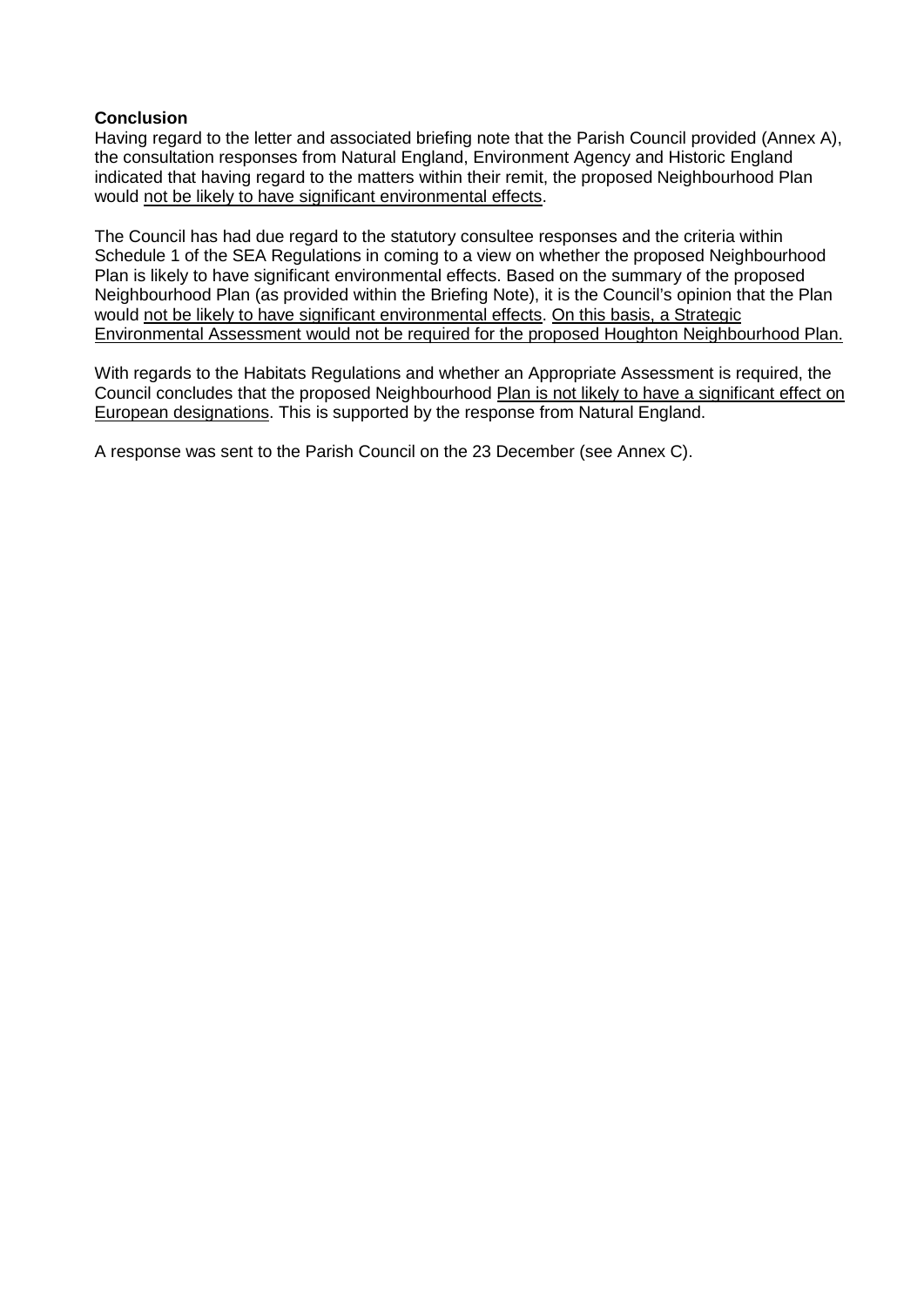**Conclusion**

Having regard to the letter and associated briefing note that the Parish Council provided (Annex A), the consultation responses from Natural England, Environment Agency and Historic England indicated that having regard to the matters within their remit, the proposed Neighbourhood Plan would <u>not be likely to have significant environmental effects</u>.

The Council has had due regard to the statutory consultee responses and the criteria within Schedule 1 of the SEA Regulations in coming to a view on whether the proposed Neighbourhood Plan is likely to have significant environmental effects. Based on the summary of the proposed Neighbourhood Plan (as provided within the Briefing Note), it is the Council's opinion that the Plan would <u>not be likely to have significant environmental effects</u>. <u>On this basis, a Strategic Environmental Assessment would not be required for the proposed Houghton Neighbourhood Plan.</u>

With regards to the Habitats Regulations and whether an Appropriate Assessment is required, the Council concludes that the proposed Neighbourhood <u>Plan is not likely to have a significant effect on European designations</u>. This is supported by the response from Natural England.

A response was sent to the Parish Council on the 23 December (see Annex C).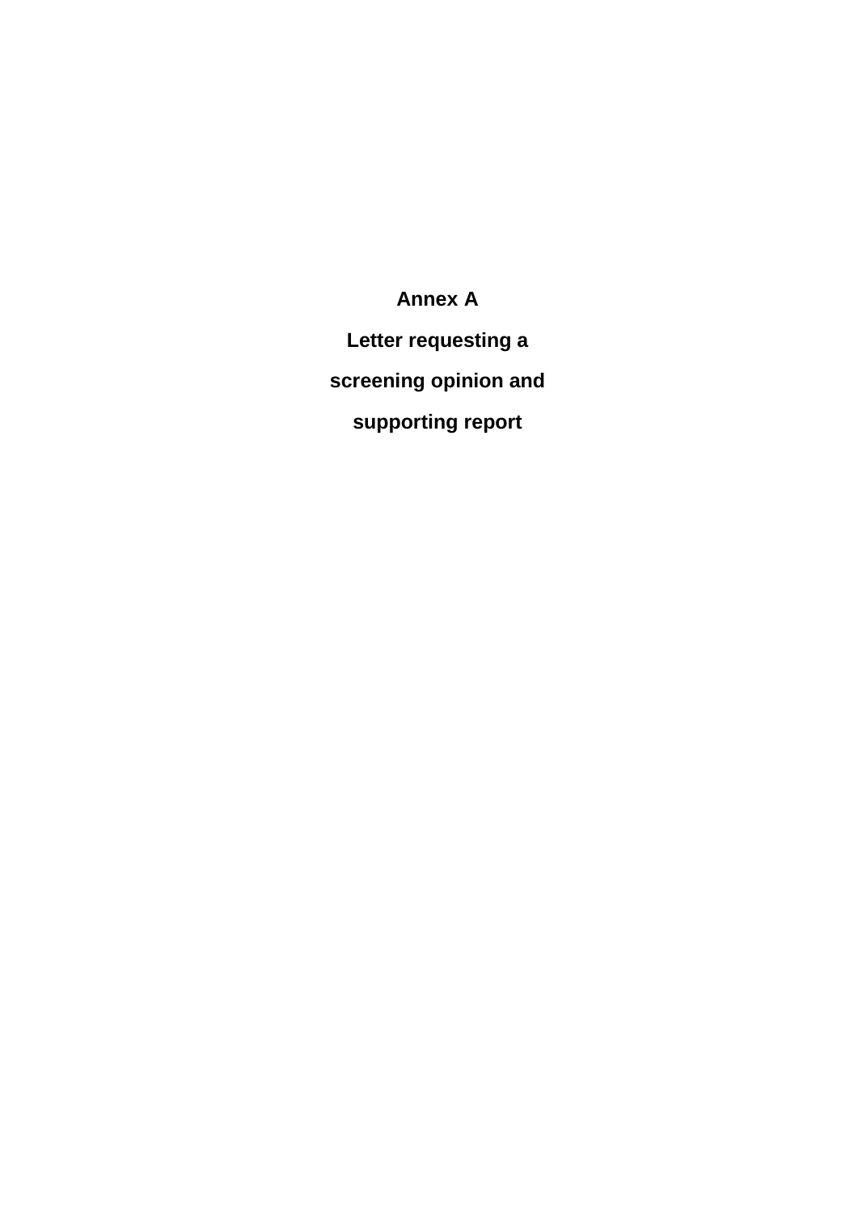# Annex A

## Letter requesting a screening opinion and supporting report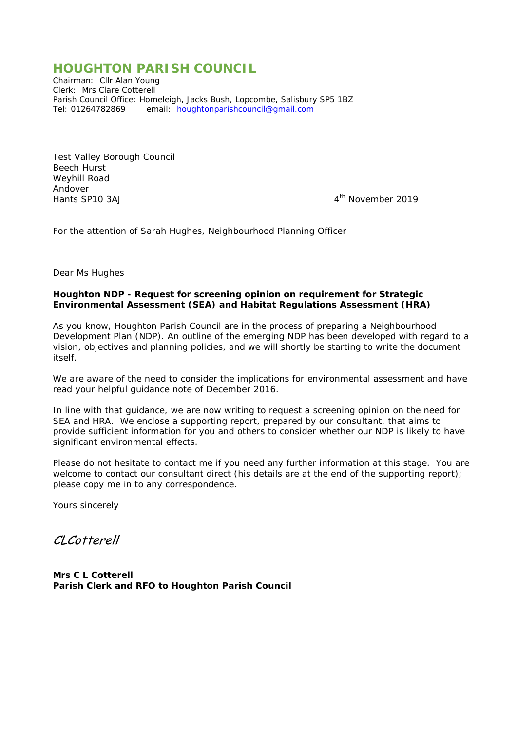# HOUGHTON PARISH COUNCIL

Chairman: Cllr Alan Young
Clerk: Mrs Clare Cotterell
Parish Council Office: Homeleigh, Jacks Bush, Lopcombe, Salisbury SP5 1BZ
Tel: 01264782869 email: houghtonparishcouncil@gmail.com

Test Valley Borough Council
Beech Hurst
Weyhill Road
Andover
Hants SP10 3AJ

4th November 2019

For the attention of Sarah Hughes, Neighbourhood Planning Officer

Dear Ms Hughes

**Houghton NDP - Request for screening opinion on requirement for Strategic Environmental Assessment (SEA) and Habitat Regulations Assessment (HRA)**

As you know, Houghton Parish Council are in the process of preparing a Neighbourhood Development Plan (NDP). An outline of the emerging NDP has been developed with regard to a vision, objectives and planning policies, and we will shortly be starting to write the document itself.

We are aware of the need to consider the implications for environmental assessment and have read your helpful guidance note of December 2016.

In line with that guidance, we are now writing to request a screening opinion on the need for SEA and HRA. We enclose a supporting report, prepared by our consultant, that aims to provide sufficient information for you and others to consider whether our NDP is likely to have significant environmental effects.

Please do not hesitate to contact me if you need any further information at this stage. You are welcome to contact our consultant direct (his details are at the end of the supporting report); please copy me in to any correspondence.

Yours sincerely

*CLCotterell*

**Mrs C L Cotterell**
**Parish Clerk and RFO to Houghton Parish Council**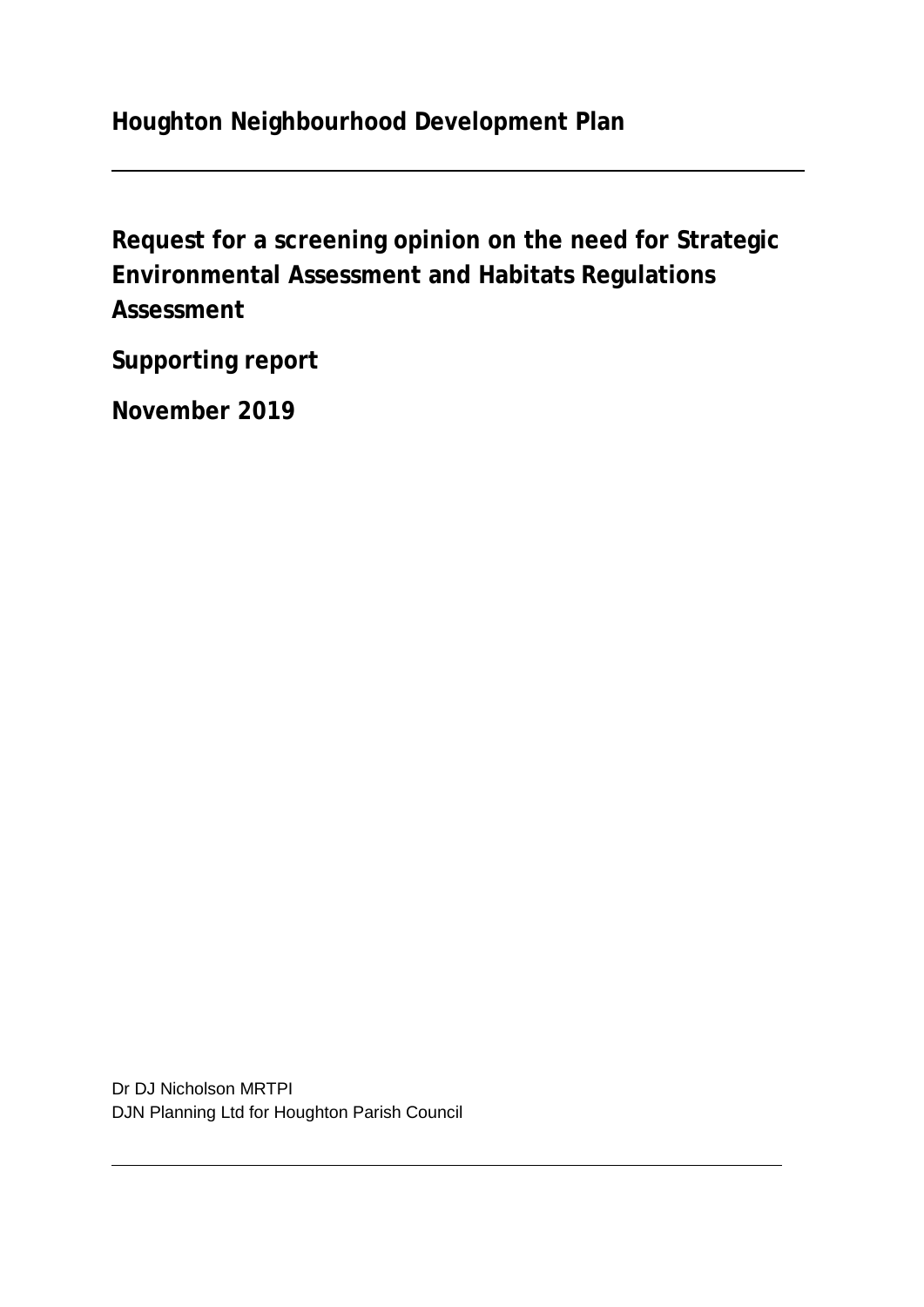**Houghton Neighbourhood Development Plan**

---

# Request for a screening opinion on the need for Strategic Environmental Assessment and Habitats Regulations Assessment

**Supporting report**

**November 2019**

Dr DJ Nicholson MRTPI
DJN Planning Ltd for Houghton Parish Council

---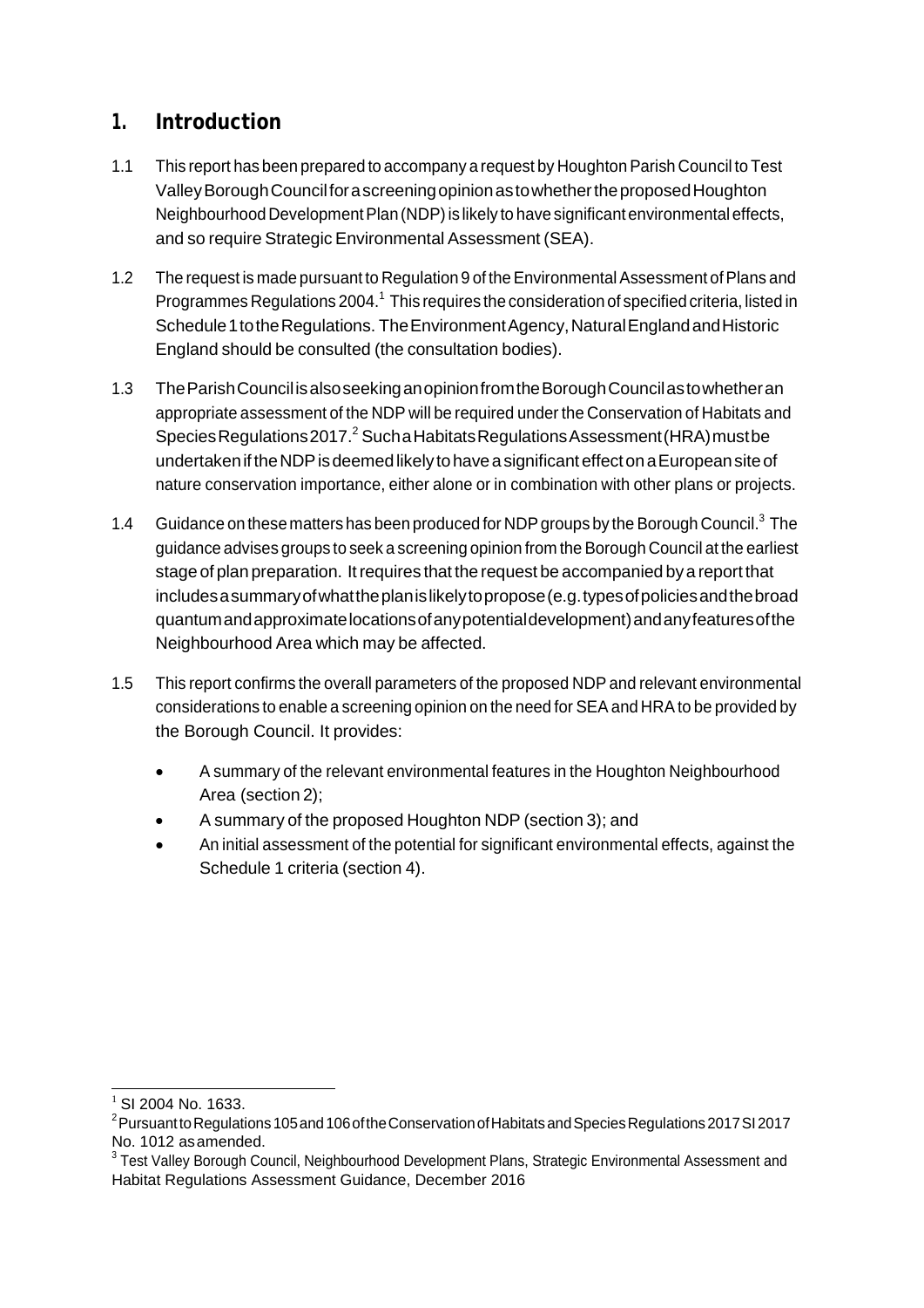## 1. Introduction

1.1 This report has been prepared to accompany a request by Houghton Parish Council to Test Valley Borough Council for a screening opinion as to whether the proposed Houghton Neighbourhood Development Plan (NDP) is likely to have significant environmental effects, and so require Strategic Environmental Assessment (SEA).

1.2 The request is made pursuant to Regulation 9 of the Environmental Assessment of Plans and Programmes Regulations 2004.[1] This requires the consideration of specified criteria, listed in Schedule 1 to the Regulations. The Environment Agency, Natural England and Historic England should be consulted (the consultation bodies).

1.3 The Parish Council is also seeking an opinion from the Borough Council as to whether an appropriate assessment of the NDP will be required under the Conservation of Habitats and Species Regulations 2017.[2] Such a Habitats Regulations Assessment (HRA) must be undertaken if the NDP is deemed likely to have a significant effect on a European site of nature conservation importance, either alone or in combination with other plans or projects.

1.4 Guidance on these matters has been produced for NDP groups by the Borough Council.[3] The guidance advises groups to seek a screening opinion from the Borough Council at the earliest stage of plan preparation. It requires that the request be accompanied by a report that includes a summary of what the plan is likely to propose (e.g. types of policies and the broad quantum and approximate locations of any potential development) and any features of the Neighbourhood Area which may be affected.

1.5 This report confirms the overall parameters of the proposed NDP and relevant environmental considerations to enable a screening opinion on the need for SEA and HRA to be provided by the Borough Council. It provides:

- A summary of the relevant environmental features in the Houghton Neighbourhood Area (section 2);
- A summary of the proposed Houghton NDP (section 3); and
- An initial assessment of the potential for significant environmental effects, against the Schedule 1 criteria (section 4).

---

[1] SI 2004 No. 1633.

[2] Pursuant to Regulations 105 and 106 of the Conservation of Habitats and Species Regulations 2017 SI 2017 No. 1012 as amended.

[3] Test Valley Borough Council, Neighbourhood Development Plans, Strategic Environmental Assessment and Habitat Regulations Assessment Guidance, December 2016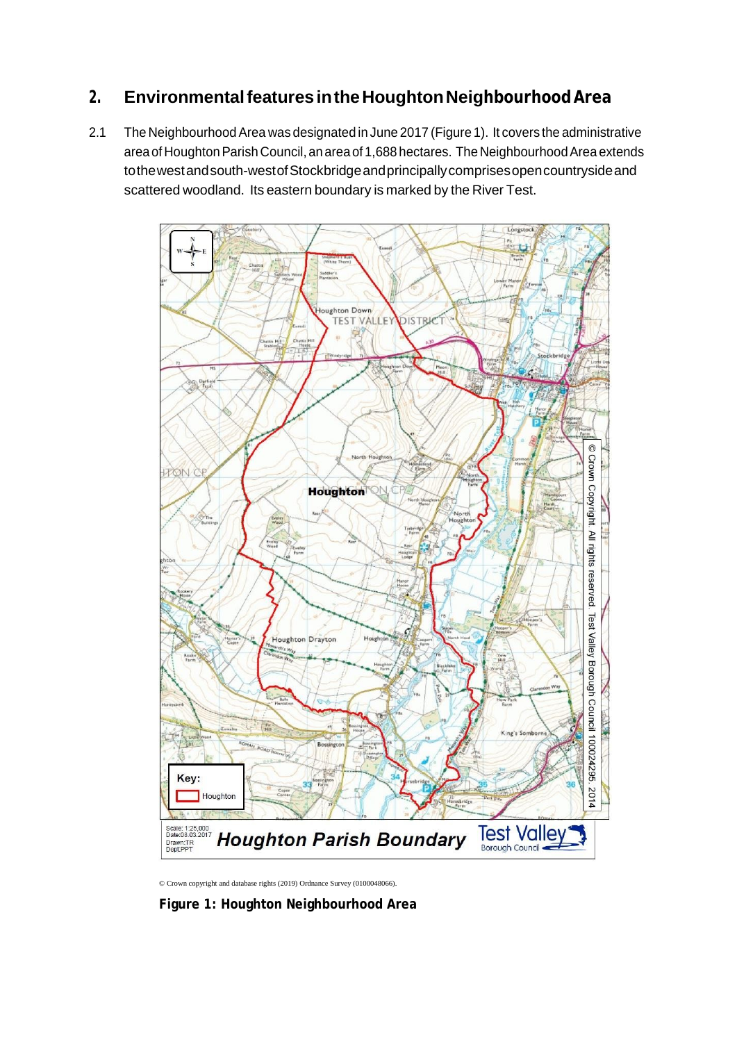## 2. Environmental features in the Houghton Neighbourhood Area

2.1 The Neighbourhood Area was designated in June 2017 (Figure 1). It covers the administrative area of Houghton Parish Council, an area of 1,688 hectares. The Neighbourhood Area extends to the west and south-west of Stockbridge and principally comprises open countryside and scattered woodland. Its eastern boundary is marked by the River Test.

© Crown copyright and database rights (2019) Ordnance Survey (0100048066).

**Figure 1: Houghton Neighbourhood Area**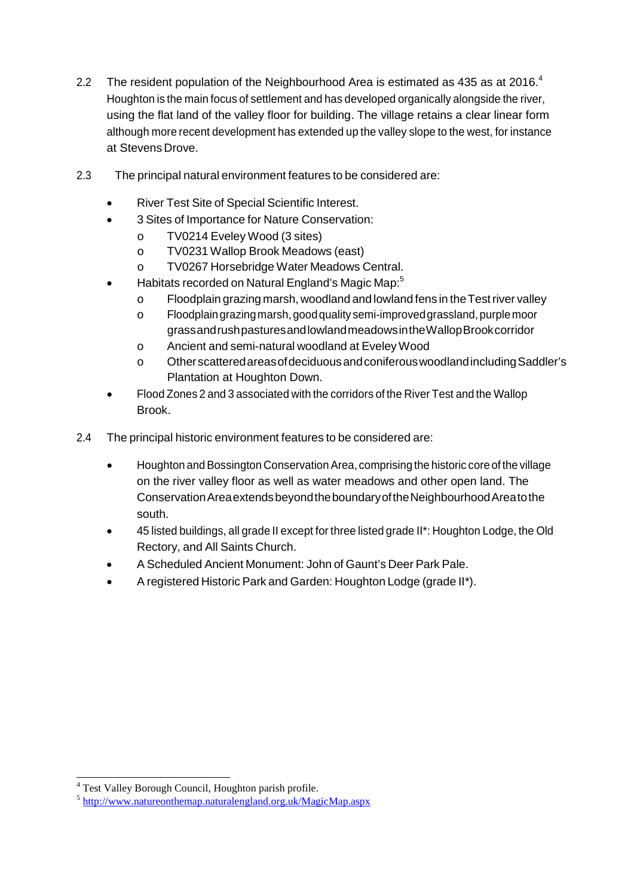2.2 The resident population of the Neighbourhood Area is estimated as 435 as at 2016.[4] Houghton is the main focus of settlement and has developed organically alongside the river, using the flat land of the valley floor for building. The village retains a clear linear form although more recent development has extended up the valley slope to the west, for instance at Stevens Drove.

2.3 The principal natural environment features to be considered are:

- River Test Site of Special Scientific Interest.
- 3 Sites of Importance for Nature Conservation:
  - TV0214 Eveley Wood (3 sites)
  - TV0231 Wallop Brook Meadows (east)
  - TV0267 Horsebridge Water Meadows Central.
- Habitats recorded on Natural England's Magic Map:[5]
  - Floodplain grazing marsh, woodland and lowland fens in the Test river valley
  - Floodplain grazing marsh, good quality semi-improved grassland, purple moor grass and rush pastures and lowland meadows in the Wallop Brook corridor
  - Ancient and semi-natural woodland at Eveley Wood
  - Other scattered areas of deciduous and coniferous woodland including Saddler's Plantation at Houghton Down.
- Flood Zones 2 and 3 associated with the corridors of the River Test and the Wallop Brook.

2.4 The principal historic environment features to be considered are:

- Houghton and Bossington Conservation Area, comprising the historic core of the village on the river valley floor as well as water meadows and other open land. The Conservation Area extends beyond the boundary of the Neighbourhood Area to the south.
- 45 listed buildings, all grade II except for three listed grade II*: Houghton Lodge, the Old Rectory, and All Saints Church.
- A Scheduled Ancient Monument: John of Gaunt's Deer Park Pale.
- A registered Historic Park and Garden: Houghton Lodge (grade II*).

---

[4] Test Valley Borough Council, Houghton parish profile.

[5] http://www.natureonthemap.naturalengland.org.uk/MagicMap.aspx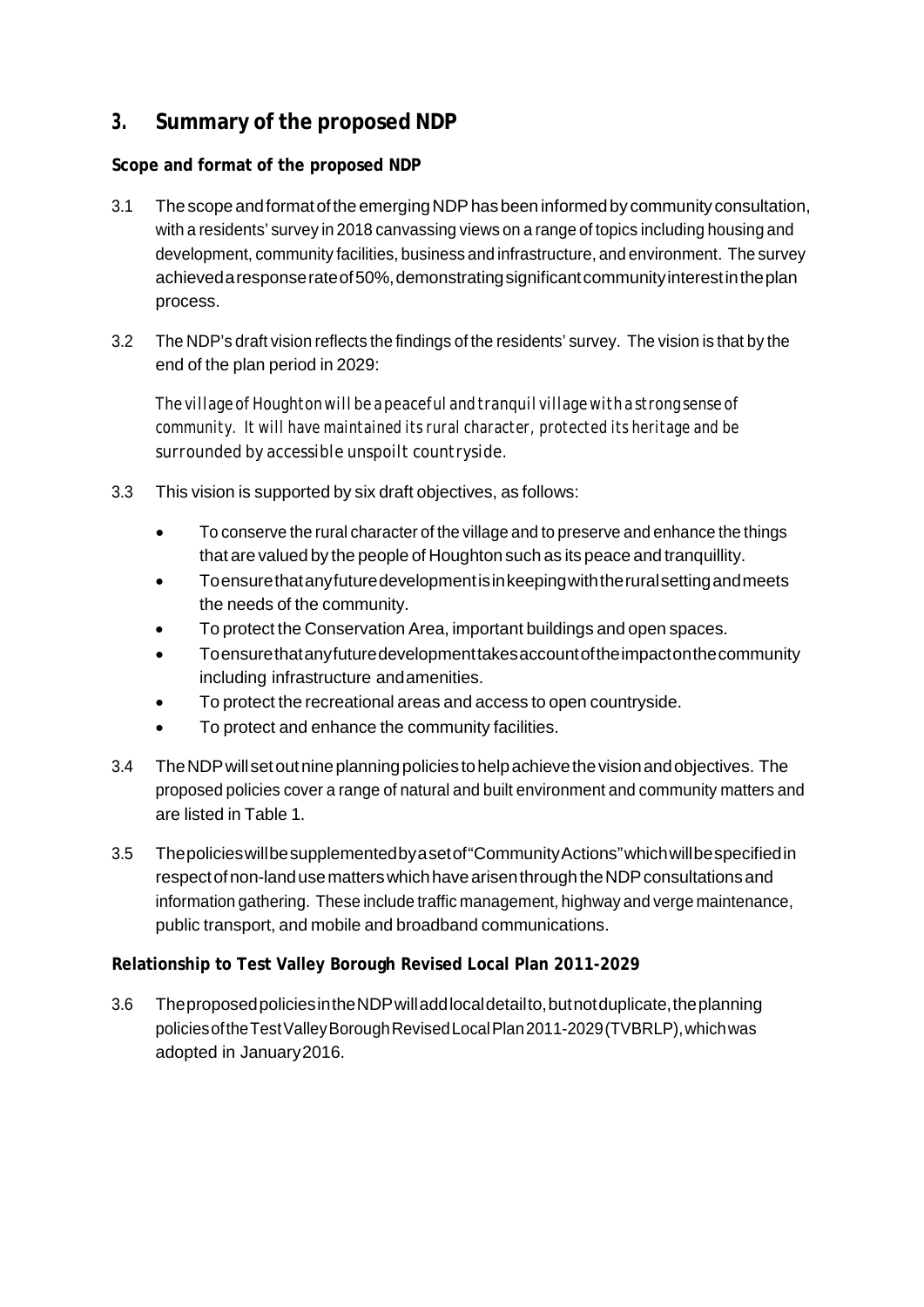## 3. Summary of the proposed NDP

### Scope and format of the proposed NDP

3.1 The scope and format of the emerging NDP has been informed by community consultation, with a residents' survey in 2018 canvassing views on a range of topics including housing and development, community facilities, business and infrastructure, and environment. The survey achieved a response rate of 50%, demonstrating significant community interest in the plan process.

3.2 The NDP's draft vision reflects the findings of the residents' survey. The vision is that by the end of the plan period in 2029:

*The village of Houghton will be a peaceful and tranquil village with a strong sense of community. It will have maintained its rural character, protected its heritage and be surrounded by accessible unspoilt countryside.*

3.3 This vision is supported by six draft objectives, as follows:

- To conserve the rural character of the village and to preserve and enhance the things that are valued by the people of Houghton such as its peace and tranquillity.
- To ensure that any future development is in keeping with the rural setting and meets the needs of the community.
- To protect the Conservation Area, important buildings and open spaces.
- To ensure that any future development takes account of the impact on the community including infrastructure and amenities.
- To protect the recreational areas and access to open countryside.
- To protect and enhance the community facilities.

3.4 The NDP will set out nine planning policies to help achieve the vision and objectives. The proposed policies cover a range of natural and built environment and community matters and are listed in Table 1.

3.5 The policies will be supplemented by a set of "Community Actions" which will be specified in respect of non-land use matters which have arisen through the NDP consultations and information gathering. These include traffic management, highway and verge maintenance, public transport, and mobile and broadband communications.

### Relationship to Test Valley Borough Revised Local Plan 2011-2029

3.6 The proposed policies in the NDP will add local detail to, but not duplicate, the planning policies of the Test Valley Borough Revised Local Plan 2011-2029 (TVBRLP), which was adopted in January 2016.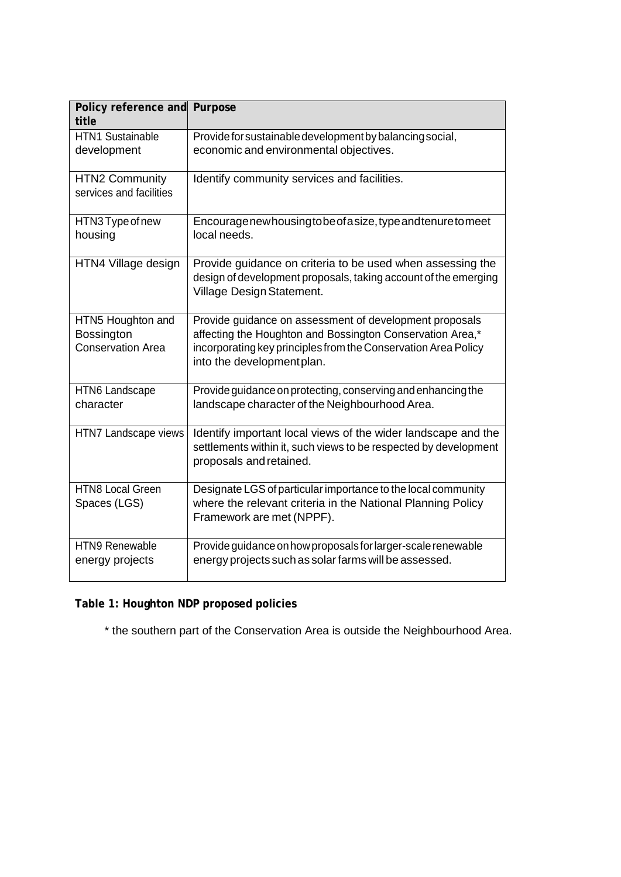| Policy reference and title | Purpose |
|---|---|
| HTN1 Sustainable development | Provide for sustainable development by balancing social, economic and environmental objectives. |
| HTN2 Community services and facilities | Identify community services and facilities. |
| HTN3 Type of new housing | Encourage new housing to be of a size, type and tenure to meet local needs. |
| HTN4 Village design | Provide guidance on criteria to be used when assessing the design of development proposals, taking account of the emerging Village Design Statement. |
| HTN5 Houghton and Bossington Conservation Area | Provide guidance on assessment of development proposals affecting the Houghton and Bossington Conservation Area,* incorporating key principles from the Conservation Area Policy into the development plan. |
| HTN6 Landscape character | Provide guidance on protecting, conserving and enhancing the landscape character of the Neighbourhood Area. |
| HTN7 Landscape views | Identify important local views of the wider landscape and the settlements within it, such views to be respected by development proposals and retained. |
| HTN8 Local Green Spaces (LGS) | Designate LGS of particular importance to the local community where the relevant criteria in the National Planning Policy Framework are met (NPPF). |
| HTN9 Renewable energy projects | Provide guidance on how proposals for larger-scale renewable energy projects such as solar farms will be assessed. |

**Table 1: Houghton NDP proposed policies**

\* the southern part of the Conservation Area is outside the Neighbourhood Area.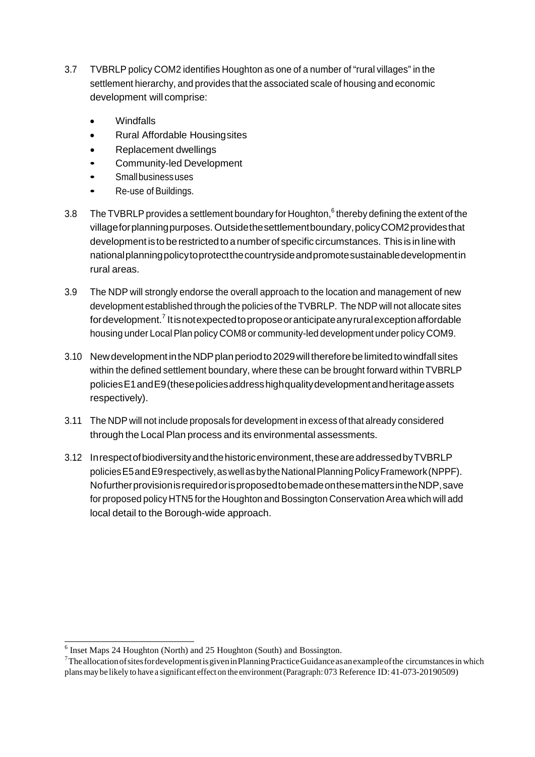3.7 TVBRLP policy COM2 identifies Houghton as one of a number of "rural villages" in the settlement hierarchy, and provides that the associated scale of housing and economic development will comprise:

- Windfalls
- Rural Affordable Housing sites
- Replacement dwellings
- Community-led Development
- Small business uses
- Re-use of Buildings.

3.8 The TVBRLP provides a settlement boundary for Houghton,[6] thereby defining the extent of the village for planning purposes. Outside the settlement boundary, policy COM2 provides that development is to be restricted to a number of specific circumstances. This is in line with national planning policy to protect the countryside and promote sustainable development in rural areas.

3.9 The NDP will strongly endorse the overall approach to the location and management of new development established through the policies of the TVBRLP. The NDP will not allocate sites for development.[7] It is not expected to propose or anticipate any rural exception affordable housing under Local Plan policy COM8 or community-led development under policy COM9.

3.10 New development in the NDP plan period to 2029 will therefore be limited to windfall sites within the defined settlement boundary, where these can be brought forward within TVBRLP policies E1 and E9 (these policies address high quality development and heritage assets respectively).

3.11 The NDP will not include proposals for development in excess of that already considered through the Local Plan process and its environmental assessments.

3.12 In respect of biodiversity and the historic environment, these are addressed by TVBRLP policies E5 and E9 respectively, as well as by the National Planning Policy Framework (NPPF). No further provision is required or is proposed to be made on these matters in the NDP, save for proposed policy HTN5 for the Houghton and Bossington Conservation Area which will add local detail to the Borough-wide approach.

---

[6] Inset Maps 24 Houghton (North) and 25 Houghton (South) and Bossington.

[7] The allocation of sites for development is given in Planning Practice Guidance as an example of the circumstances in which plans may be likely to have a significant effect on the environment (Paragraph: 073 Reference ID: 41-073-20190509)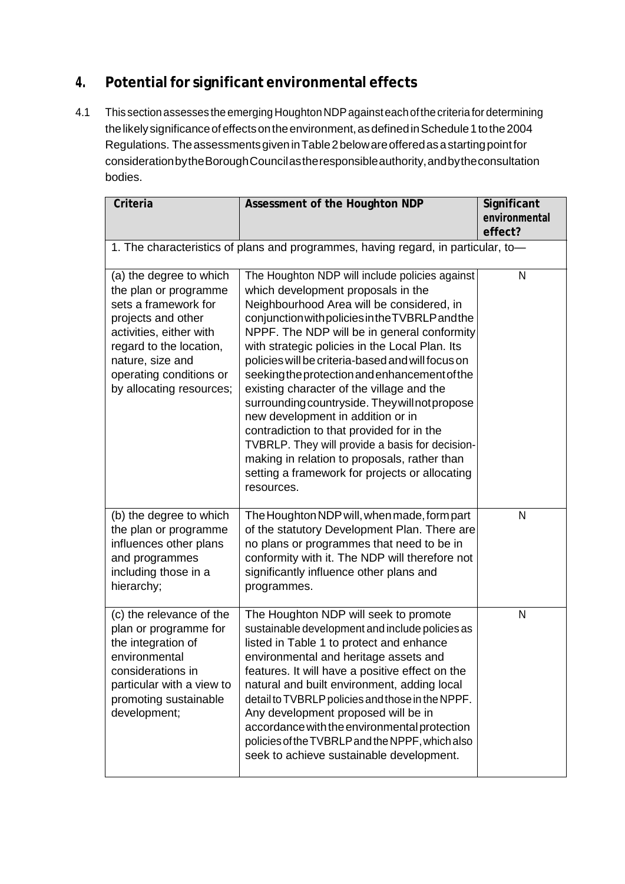## 4. Potential for significant environmental effects

4.1 This section assesses the emerging Houghton NDP against each of the criteria for determining the likely significance of effects on the environment, as defined in Schedule 1 to the 2004 Regulations. The assessments given in Table 2 below are offered as a starting point for consideration by the Borough Council as the responsible authority, and by the consultation bodies.

| Criteria | Assessment of the Houghton NDP | Significant environmental effect? |
|---|---|---|
| 1. The characteristics of plans and programmes, having regard, in particular, to— | | |
| (a) the degree to which the plan or programme sets a framework for projects and other activities, either with regard to the location, nature, size and operating conditions or by allocating resources; | The Houghton NDP will include policies against which development proposals in the Neighbourhood Area will be considered, in conjunction with policies in the TVBRLP and the NPPF. The NDP will be in general conformity with strategic policies in the Local Plan. Its policies will be criteria-based and will focus on seeking the protection and enhancement of the existing character of the village and the surrounding countryside. They will not propose new development in addition or in contradiction to that provided for in the TVBRLP. They will provide a basis for decision-making in relation to proposals, rather than setting a framework for projects or allocating resources. | N |
| (b) the degree to which the plan or programme influences other plans and programmes including those in a hierarchy; | The Houghton NDP will, when made, form part of the statutory Development Plan. There are no plans or programmes that need to be in conformity with it. The NDP will therefore not significantly influence other plans and programmes. | N |
| (c) the relevance of the plan or programme for the integration of environmental considerations in particular with a view to promoting sustainable development; | The Houghton NDP will seek to promote sustainable development and include policies as listed in Table 1 to protect and enhance environmental and heritage assets and features. It will have a positive effect on the natural and built environment, adding local detail to TVBRLP policies and those in the NPPF. Any development proposed will be in accordance with the environmental protection policies of the TVBRLP and the NPPF, which also seek to achieve sustainable development. | N |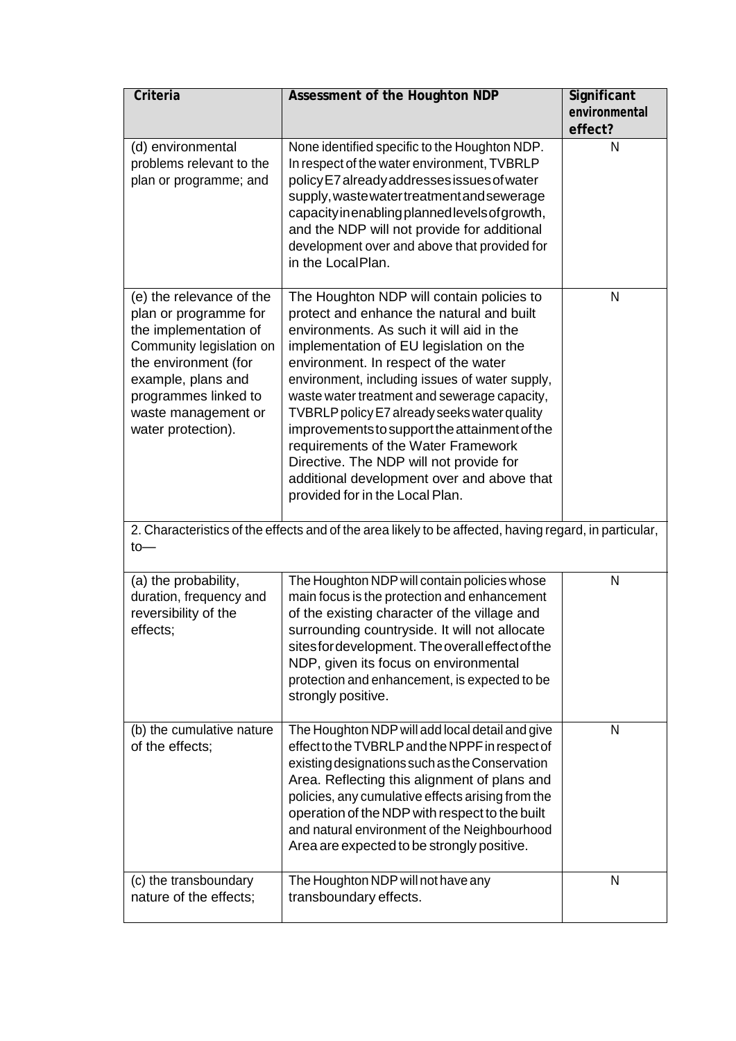| Criteria | Assessment of the Houghton NDP | Significant environmental effect? |
| --- | --- | --- |
| (d) environmental problems relevant to the plan or programme; and | None identified specific to the Houghton NDP. In respect of the water environment, TVBRLP policy E7 already addresses issues of water supply, waste water treatment and sewerage capacity in enabling planned levels of growth, and the NDP will not provide for additional development over and above that provided for in the Local Plan. | N |
| (e) the relevance of the plan or programme for the implementation of Community legislation on the environment (for example, plans and programmes linked to waste management or water protection). | The Houghton NDP will contain policies to protect and enhance the natural and built environments. As such it will aid in the implementation of EU legislation on the environment. In respect of the water environment, including issues of water supply, waste water treatment and sewerage capacity, TVBRLP policy E7 already seeks water quality improvements to support the attainment of the requirements of the Water Framework Directive. The NDP will not provide for additional development over and above that provided for in the Local Plan. | N |
| 2. Characteristics of the effects and of the area likely to be affected, having regard, in particular, to— | | |
| (a) the probability, duration, frequency and reversibility of the effects; | The Houghton NDP will contain policies whose main focus is the protection and enhancement of the existing character of the village and surrounding countryside. It will not allocate sites for development. The overall effect of the NDP, given its focus on environmental protection and enhancement, is expected to be strongly positive. | N |
| (b) the cumulative nature of the effects; | The Houghton NDP will add local detail and give effect to the TVBRLP and the NPPF in respect of existing designations such as the Conservation Area. Reflecting this alignment of plans and policies, any cumulative effects arising from the operation of the NDP with respect to the built and natural environment of the Neighbourhood Area are expected to be strongly positive. | N |
| (c) the transboundary nature of the effects; | The Houghton NDP will not have any transboundary effects. | N |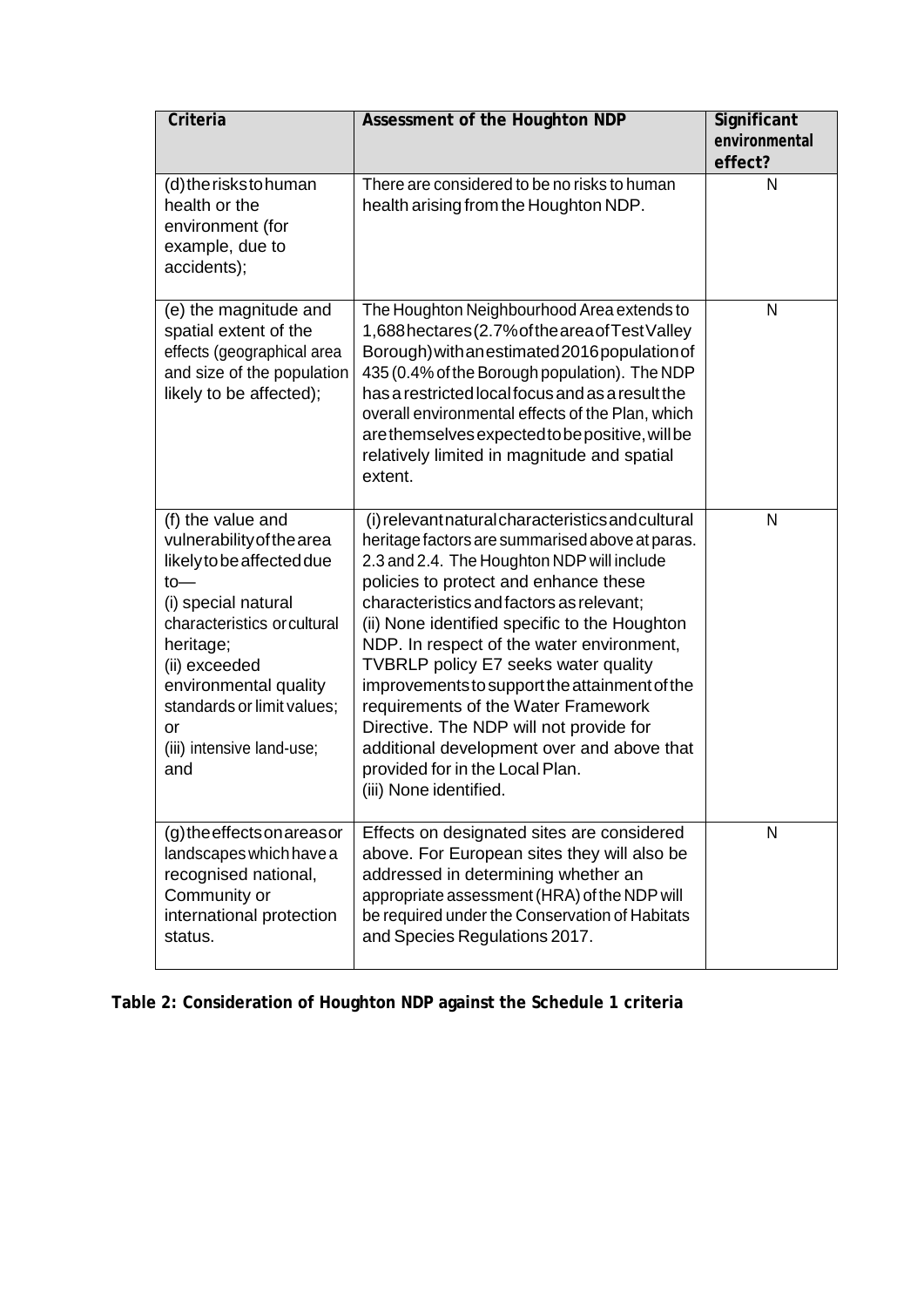| Criteria | Assessment of the Houghton NDP | Significant environmental effect? |
| --- | --- | --- |
| (d) the risks to human health or the environment (for example, due to accidents); | There are considered to be no risks to human health arising from the Houghton NDP. | N |
| (e) the magnitude and spatial extent of the effects (geographical area and size of the population likely to be affected); | The Houghton Neighbourhood Area extends to 1,688 hectares (2.7% of the area of Test Valley Borough) with an estimated 2016 population of 435 (0.4% of the Borough population). The NDP has a restricted local focus and as a result the overall environmental effects of the Plan, which are themselves expected to be positive, will be relatively limited in magnitude and spatial extent. | N |
| (f) the value and vulnerability of the area likely to be affected due to—<br>(i) special natural characteristics or cultural heritage;<br>(ii) exceeded environmental quality standards or limit values; or<br>(iii) intensive land-use; and | (i) relevant natural characteristics and cultural heritage factors are summarised above at paras. 2.3 and 2.4. The Houghton NDP will include policies to protect and enhance these characteristics and factors as relevant;<br>(ii) None identified specific to the Houghton NDP. In respect of the water environment, TVBRLP policy E7 seeks water quality improvements to support the attainment of the requirements of the Water Framework Directive. The NDP will not provide for additional development over and above that provided for in the Local Plan.<br>(iii) None identified. | N |
| (g) the effects on areas or landscapes which have a recognised national, Community or international protection status. | Effects on designated sites are considered above. For European sites they will also be addressed in determining whether an appropriate assessment (HRA) of the NDP will be required under the Conservation of Habitats and Species Regulations 2017. | N |

**Table 2: Consideration of Houghton NDP against the Schedule 1 criteria**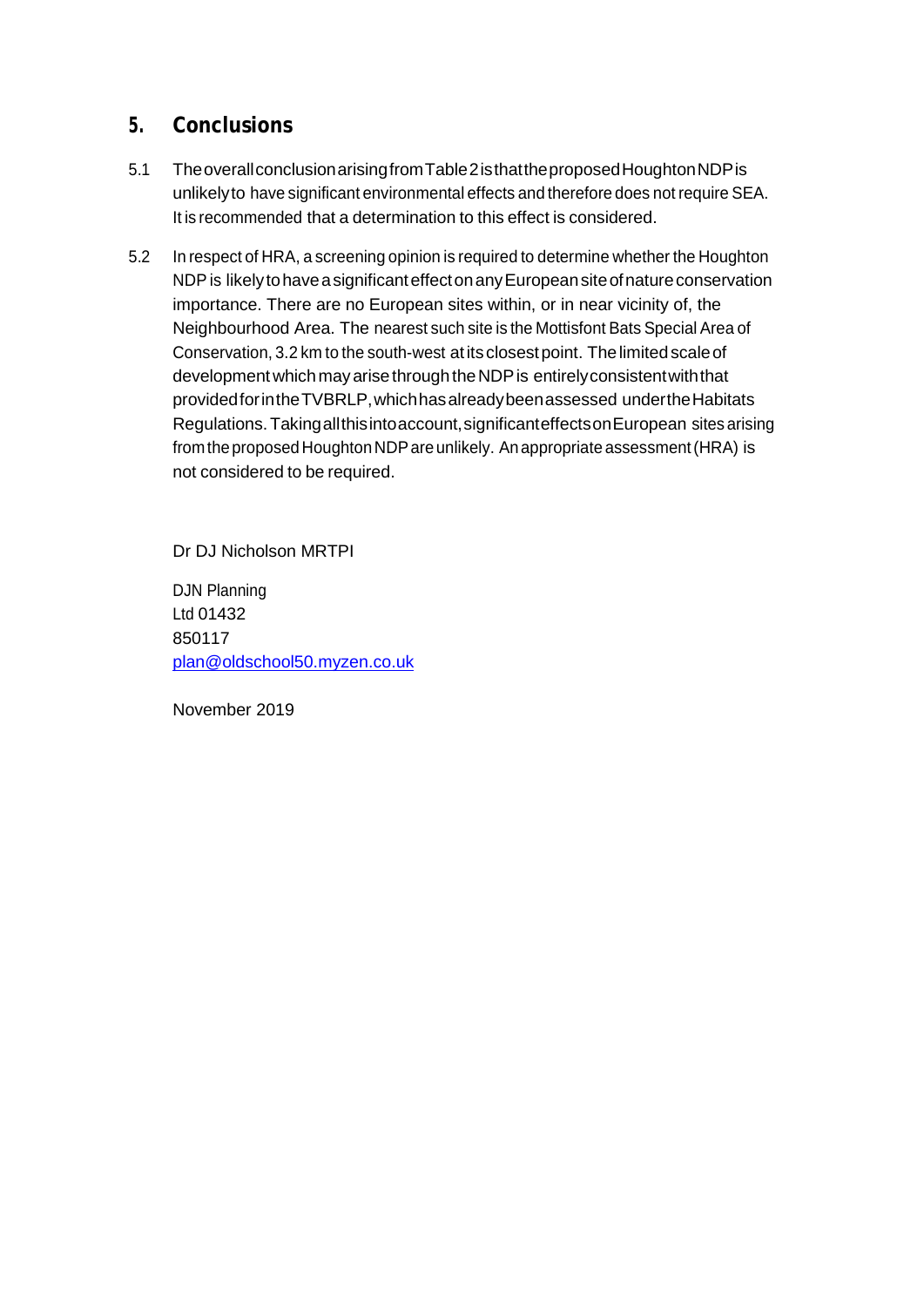## 5. Conclusions

5.1 The overall conclusion arising from Table 2 is that the proposed Houghton NDP is unlikely to have significant environmental effects and therefore does not require SEA. It is recommended that a determination to this effect is considered.

5.2 In respect of HRA, a screening opinion is required to determine whether the Houghton NDP is likely to have a significant effect on any European site of nature conservation importance. There are no European sites within, or in near vicinity of, the Neighbourhood Area. The nearest such site is the Mottisfont Bats Special Area of Conservation, 3.2 km to the south-west at its closest point. The limited scale of development which may arise through the NDP is entirely consistent with that provided for in the TVBRLP, which has already been assessed under the Habitats Regulations. Taking all this into account, significant effects on European sites arising from the proposed Houghton NDP are unlikely. An appropriate assessment (HRA) is not considered to be required.

Dr DJ Nicholson MRTPI

DJN Planning
Ltd 01432
850117
plan@oldschool50.myzen.co.uk

November 2019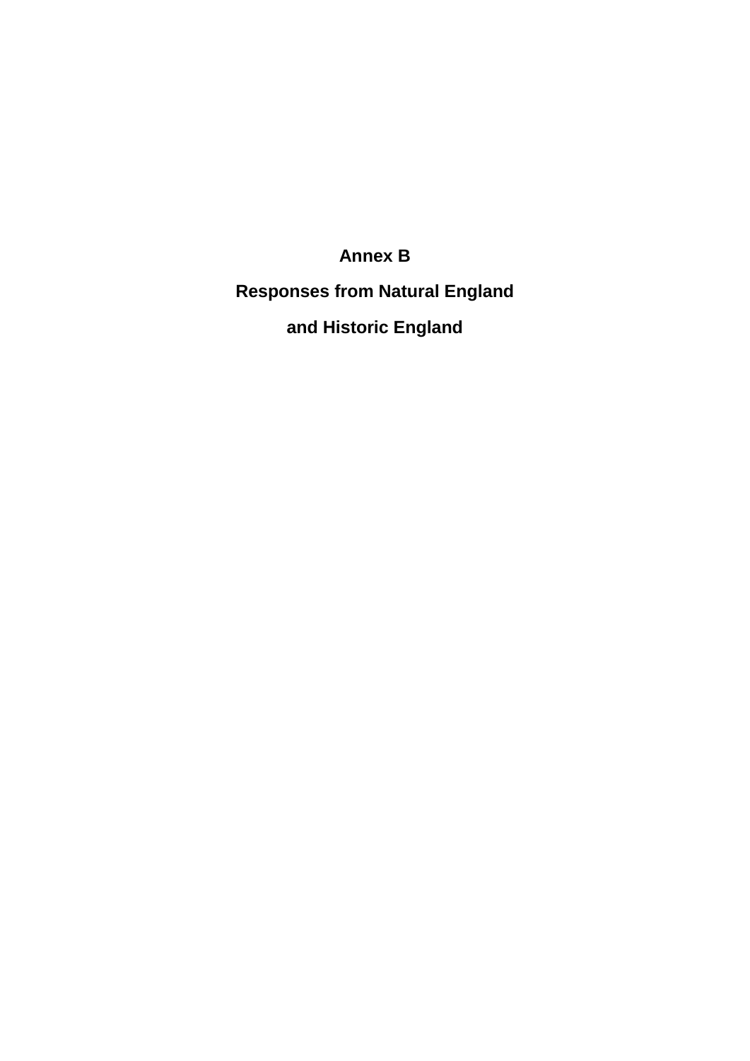# Annex B

## Responses from Natural England

## and Historic England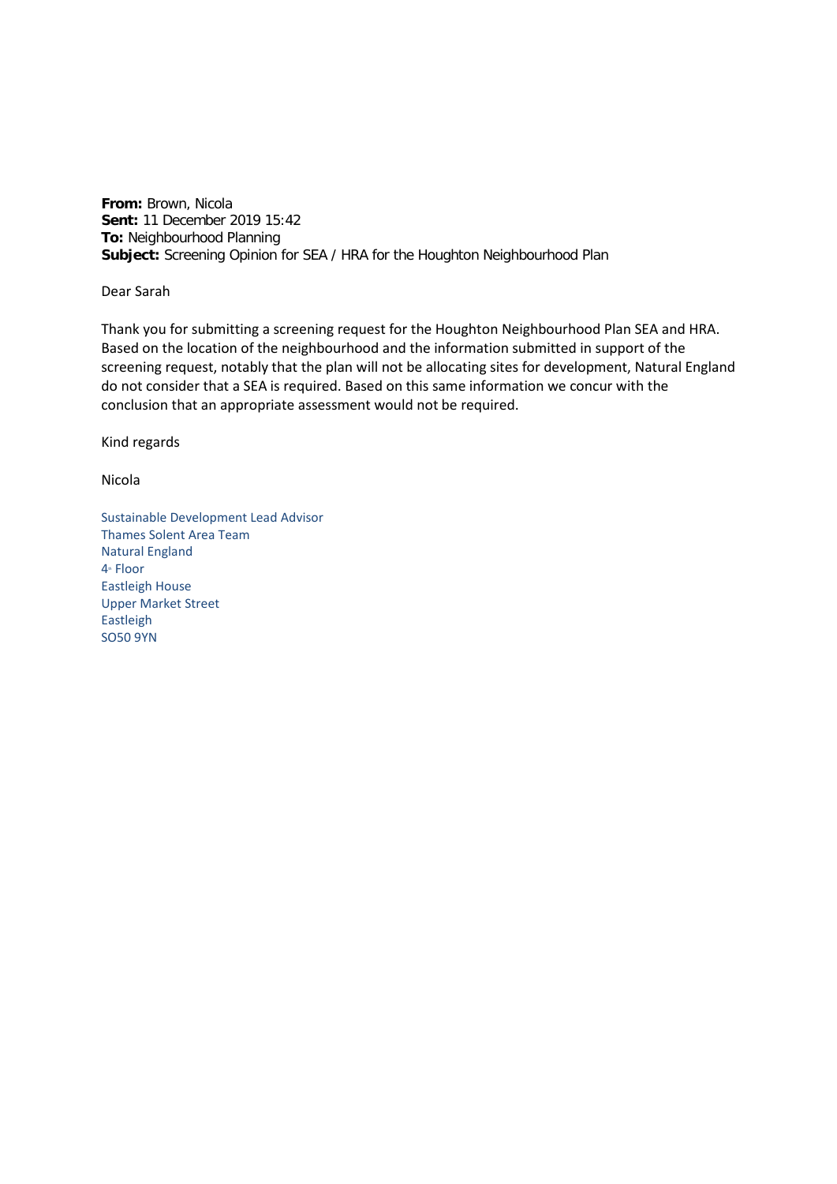**From:** Brown, Nicola
**Sent:** 11 December 2019 15:42
**To:** Neighbourhood Planning
**Subject:** Screening Opinion for SEA / HRA for the Houghton Neighbourhood Plan

Dear Sarah

Thank you for submitting a screening request for the Houghton Neighbourhood Plan SEA and HRA. Based on the location of the neighbourhood and the information submitted in support of the screening request, notably that the plan will not be allocating sites for development, Natural England do not consider that a SEA is required. Based on this same information we concur with the conclusion that an appropriate assessment would not be required.

Kind regards

Nicola

Sustainable Development Lead Advisor
Thames Solent Area Team
Natural England
4th Floor
Eastleigh House
Upper Market Street
Eastleigh
SO50 9YN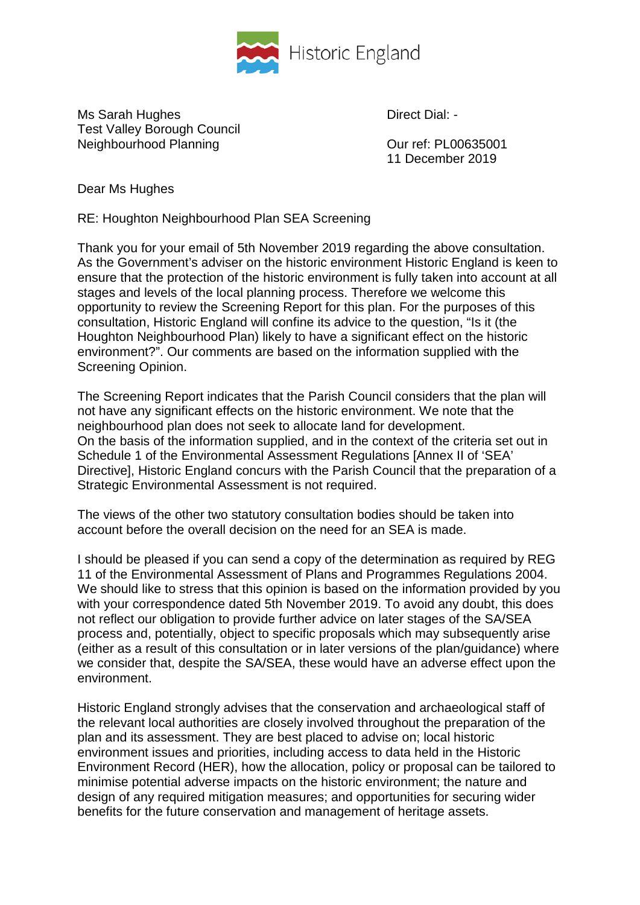Historic England

Ms Sarah Hughes
Test Valley Borough Council
Neighbourhood Planning

Direct Dial: -

Our ref: PL00635001
11 December 2019

Dear Ms Hughes

RE: Houghton Neighbourhood Plan SEA Screening

Thank you for your email of 5th November 2019 regarding the above consultation. As the Government's adviser on the historic environment Historic England is keen to ensure that the protection of the historic environment is fully taken into account at all stages and levels of the local planning process. Therefore we welcome this opportunity to review the Screening Report for this plan. For the purposes of this consultation, Historic England will confine its advice to the question, "Is it (the Houghton Neighbourhood Plan) likely to have a significant effect on the historic environment?". Our comments are based on the information supplied with the Screening Opinion.

The Screening Report indicates that the Parish Council considers that the plan will not have any significant effects on the historic environment. We note that the neighbourhood plan does not seek to allocate land for development.
On the basis of the information supplied, and in the context of the criteria set out in Schedule 1 of the Environmental Assessment Regulations [Annex II of 'SEA' Directive], Historic England concurs with the Parish Council that the preparation of a Strategic Environmental Assessment is not required.

The views of the other two statutory consultation bodies should be taken into account before the overall decision on the need for an SEA is made.

I should be pleased if you can send a copy of the determination as required by REG 11 of the Environmental Assessment of Plans and Programmes Regulations 2004. We should like to stress that this opinion is based on the information provided by you with your correspondence dated 5th November 2019. To avoid any doubt, this does not reflect our obligation to provide further advice on later stages of the SA/SEA process and, potentially, object to specific proposals which may subsequently arise (either as a result of this consultation or in later versions of the plan/guidance) where we consider that, despite the SA/SEA, these would have an adverse effect upon the environment.

Historic England strongly advises that the conservation and archaeological staff of the relevant local authorities are closely involved throughout the preparation of the plan and its assessment. They are best placed to advise on; local historic environment issues and priorities, including access to data held in the Historic Environment Record (HER), how the allocation, policy or proposal can be tailored to minimise potential adverse impacts on the historic environment; the nature and design of any required mitigation measures; and opportunities for securing wider benefits for the future conservation and management of heritage assets.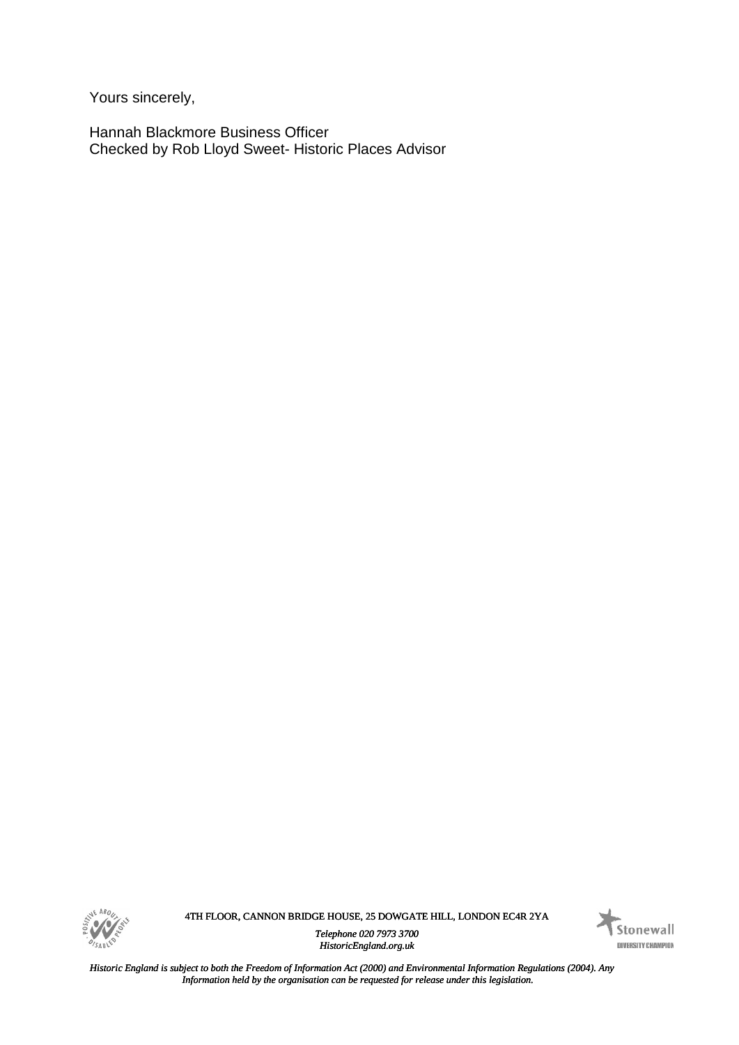Yours sincerely,

Hannah Blackmore Business Officer
Checked by Rob Lloyd Sweet- Historic Places Advisor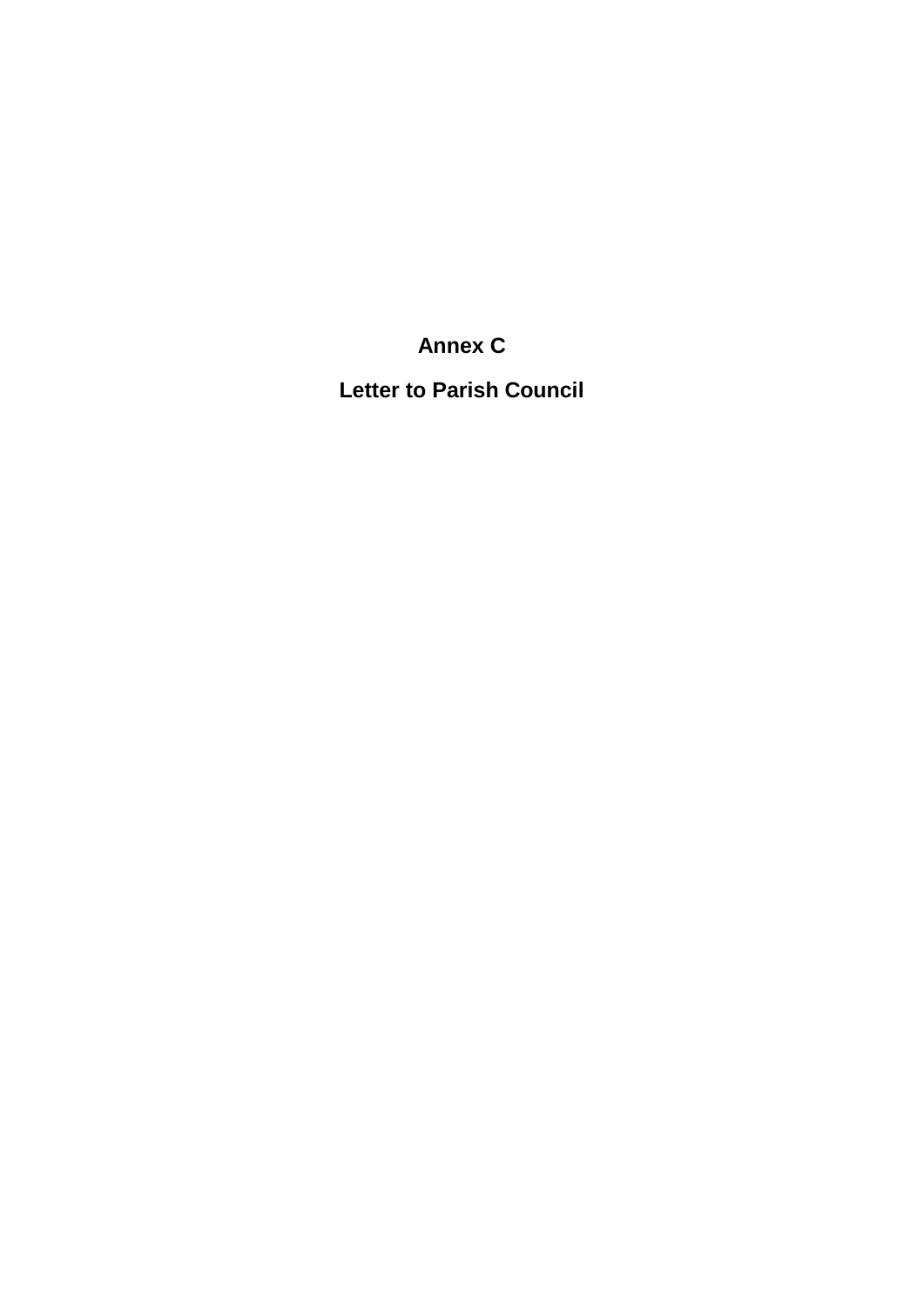# Annex C

## Letter to Parish Council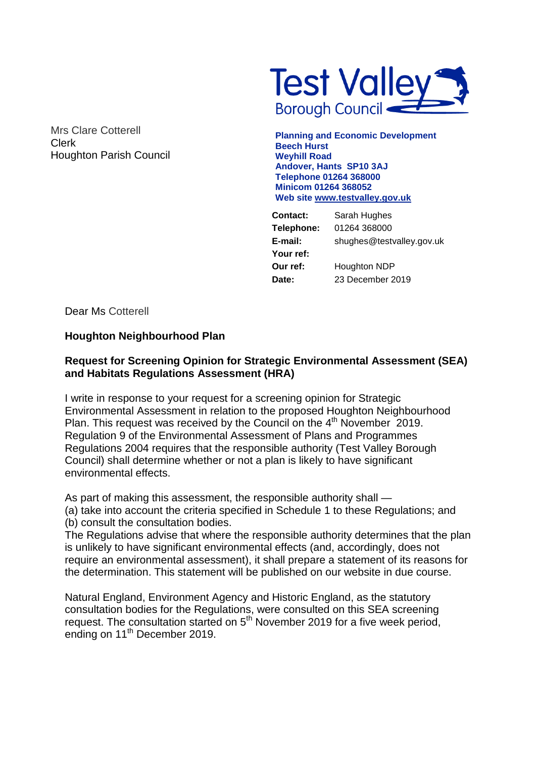Test Valley Borough Council

Mrs Clare Cotterell
Clerk
Houghton Parish Council

**Planning and Economic Development**
**Beech Hurst**
**Weyhill Road**
**Andover, Hants SP10 3AJ**
**Telephone 01264 368000**
**Minicom 01264 368052**
**Web site www.testvalley.gov.uk**

| | |
|---|---|
| **Contact:** | Sarah Hughes |
| **Telephone:** | 01264 368000 |
| **E-mail:** | shughes@testvalley.gov.uk |
| **Your ref:** | |
| **Our ref:** | Houghton NDP |
| **Date:** | 23 December 2019 |

Dear Ms Cotterell

**Houghton Neighbourhood Plan**

**Request for Screening Opinion for Strategic Environmental Assessment (SEA) and Habitats Regulations Assessment (HRA)**

I write in response to your request for a screening opinion for Strategic Environmental Assessment in relation to the proposed Houghton Neighbourhood Plan. This request was received by the Council on the 4th November 2019. Regulation 9 of the Environmental Assessment of Plans and Programmes Regulations 2004 requires that the responsible authority (Test Valley Borough Council) shall determine whether or not a plan is likely to have significant environmental effects.

As part of making this assessment, the responsible authority shall —
(a) take into account the criteria specified in Schedule 1 to these Regulations; and
(b) consult the consultation bodies.
The Regulations advise that where the responsible authority determines that the plan is unlikely to have significant environmental effects (and, accordingly, does not require an environmental assessment), it shall prepare a statement of its reasons for the determination. This statement will be published on our website in due course.

Natural England, Environment Agency and Historic England, as the statutory consultation bodies for the Regulations, were consulted on this SEA screening request. The consultation started on 5th November 2019 for a five week period, ending on 11th December 2019.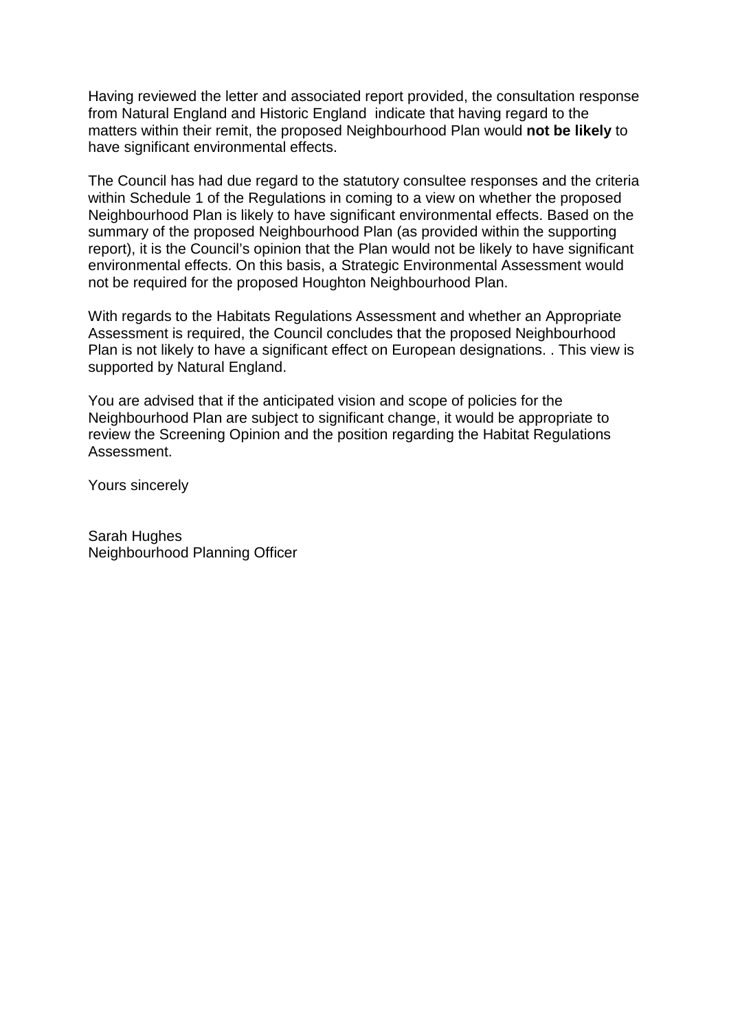Having reviewed the letter and associated report provided, the consultation response from Natural England and Historic England indicate that having regard to the matters within their remit, the proposed Neighbourhood Plan would **not be likely** to have significant environmental effects.

The Council has had due regard to the statutory consultee responses and the criteria within Schedule 1 of the Regulations in coming to a view on whether the proposed Neighbourhood Plan is likely to have significant environmental effects. Based on the summary of the proposed Neighbourhood Plan (as provided within the supporting report), it is the Council's opinion that the Plan would not be likely to have significant environmental effects. On this basis, a Strategic Environmental Assessment would not be required for the proposed Houghton Neighbourhood Plan.

With regards to the Habitats Regulations Assessment and whether an Appropriate Assessment is required, the Council concludes that the proposed Neighbourhood Plan is not likely to have a significant effect on European designations. . This view is supported by Natural England.

You are advised that if the anticipated vision and scope of policies for the Neighbourhood Plan are subject to significant change, it would be appropriate to review the Screening Opinion and the position regarding the Habitat Regulations Assessment.

Yours sincerely

Sarah Hughes
Neighbourhood Planning Officer